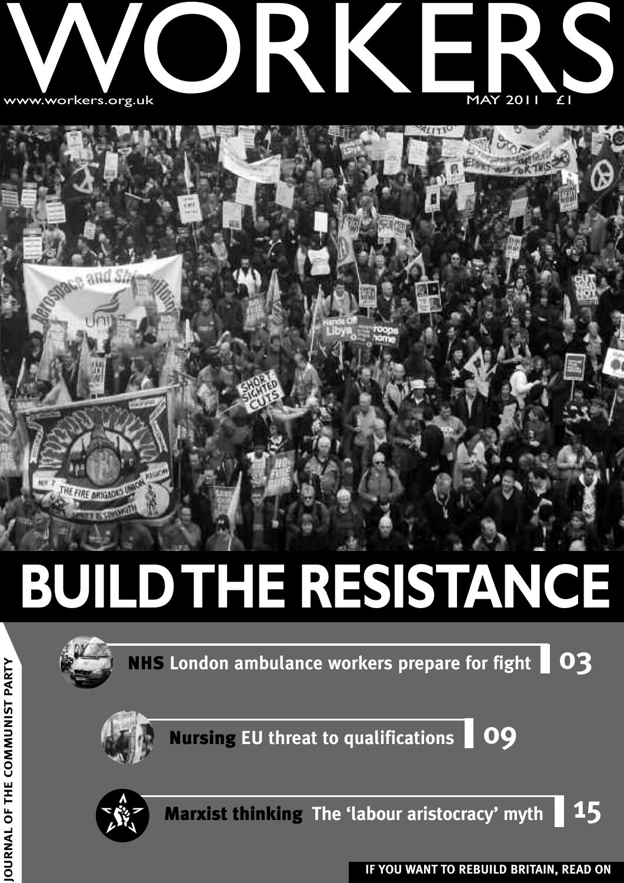# WORKERS

www.workers.org.uk

MAY 2011 £1

# BUILD THE RESISTANCE

**NHS** London ambulance workers prepare for fight 03

**Nursing** EU threat to qualifications 09

**Marxist thinking** The 'labour aristocracy' myth 15

JOURNAL OF THE COMMUNIST PARTY

IF YOU WANT TO REBUILD BRITAIN, READ ON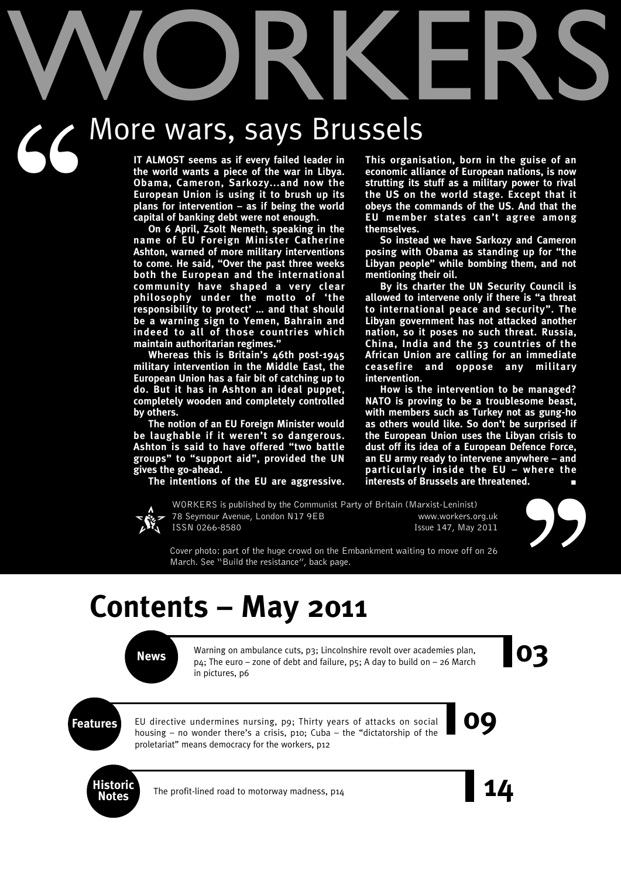# WORKERS

## More wars, says Brussels

**IT ALMOST seems as if every failed leader in the world wants a piece of the war in Libya. Obama, Cameron, Sarkozy...and now the European Union is using it to brush up its plans for intervention – as if being the world capital of banking debt were not enough.**

**On 6 April, Zsolt Nemeth, speaking in the name of EU Foreign Minister Catherine Ashton, warned of more military interventions to come. He said, "Over the past three weeks both the European and the international community have shaped a very clear philosophy under the motto of 'the responsibility to protect' … and that should be a warning sign to Yemen, Bahrain and indeed to all of those countries which maintain authoritarian regimes."**

**Whereas this is Britain's 46th post-1945 military intervention in the Middle East, the European Union has a fair bit of catching up to do. But it has in Ashton an ideal puppet, completely wooden and completely controlled by others.**

**The notion of an EU Foreign Minister would be laughable if it weren't so dangerous. Ashton is said to have offered "two battle groups" to "support aid", provided the UN gives the go-ahead.**

**The intentions of the EU are aggressive. This organisation, born in the guise of an economic alliance of European nations, is now strutting its stuff as a military power to rival the US on the world stage. Except that it obeys the commands of the US. And that the EU member states can't agree among themselves.**

**So instead we have Sarkozy and Cameron posing with Obama as standing up for "the Libyan people" while bombing them, and not mentioning their oil.**

**By its charter the UN Security Council is allowed to intervene only if there is "a threat to international peace and security". The Libyan government has not attacked another nation, so it poses no such threat. Russia, China, India and the 53 countries of the African Union are calling for an immediate ceasefire and oppose any military intervention.**

**How is the intervention to be managed? NATO is proving to be a troublesome beast, with members such as Turkey not as gung-ho as others would like. So don't be surprised if the European Union uses the Libyan crisis to dust off its idea of a European Defence Force, an EU army ready to intervene anywhere – and particularly inside the EU – where the interests of Brussels are threatened.** ■

WORKERS is published by the Communist Party of Britain (Marxist-Leninist)
78 Seymour Avenue, London N17 9EB
ISSN 0266-8580
www.workers.org.uk
Issue 147, May 2011

Cover photo: part of the huge crowd on the Embankment waiting to move off on 26 March. See "Build the resistance", back page.

# Contents – May 2011

**News** — **03**
Warning on ambulance cuts, p3; Lincolnshire revolt over academies plan, p4; The euro – zone of debt and failure, p5; A day to build on – 26 March in pictures, p6

**Features** — **09**
EU directive undermines nursing, p9; Thirty years of attacks on social housing – no wonder there's a crisis, p10; Cuba – the "dictatorship of the proletariat" means democracy for the workers, p12

**Historic Notes** — **14**
The profit-lined road to motorway madness, p14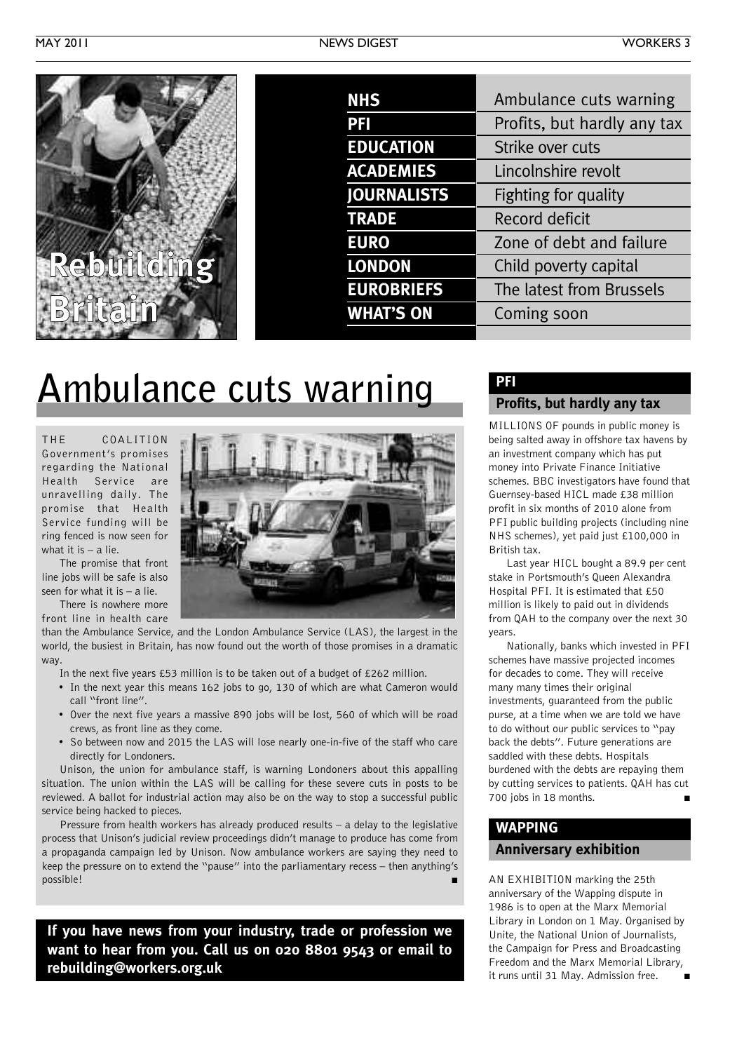**Rebuilding Britain**

| | |
|---|---|
| **NHS** | Ambulance cuts warning |
| **PFI** | Profits, but hardly any tax |
| **EDUCATION** | Strike over cuts |
| **ACADEMIES** | Lincolnshire revolt |
| **JOURNALISTS** | Fighting for quality |
| **TRADE** | Record deficit |
| **EURO** | Zone of debt and failure |
| **LONDON** | Child poverty capital |
| **EUROBRIEFS** | The latest from Brussels |
| **WHAT'S ON** | Coming soon |

# Ambulance cuts warning

THE COALITION Government's promises regarding the National Health Service are unravelling daily. The promise that Health Service funding will be ring fenced is now seen for what it is – a lie.

The promise that front line jobs will be safe is also seen for what it is – a lie.

There is nowhere more front line in health care than the Ambulance Service, and the London Ambulance Service (LAS), the largest in the world, the busiest in Britain, has now found out the worth of those promises in a dramatic way.

In the next five years £53 million is to be taken out of a budget of £262 million.

- In the next year this means 162 jobs to go, 130 of which are what Cameron would call "front line".
- Over the next five years a massive 890 jobs will be lost, 560 of which will be road crews, as front line as they come.
- So between now and 2015 the LAS will lose nearly one-in-five of the staff who care directly for Londoners.

Unison, the union for ambulance staff, is warning Londoners about this appalling situation. The union within the LAS will be calling for these severe cuts in posts to be reviewed. A ballot for industrial action may also be on the way to stop a successful public service being hacked to pieces.

Pressure from health workers has already produced results – a delay to the legislative process that Unison's judicial review proceedings didn't manage to produce has come from a propaganda campaign led by Unison. Now ambulance workers are saying they need to keep the pressure on to extend the "pause" into the parliamentary recess – then anything's possible! ■

**If you have news from your industry, trade or profession we want to hear from you. Call us on 020 8801 9543 or email to rebuilding@workers.org.uk**

## PFI

### Profits, but hardly any tax

MILLIONS OF pounds in public money is being salted away in offshore tax havens by an investment company which has put money into Private Finance Initiative schemes. BBC investigators have found that Guernsey-based HICL made £38 million profit in six months of 2010 alone from PFI public building projects (including nine NHS schemes), yet paid just £100,000 in British tax.

Last year HICL bought a 89.9 per cent stake in Portsmouth's Queen Alexandra Hospital PFI. It is estimated that £50 million is likely to paid out in dividends from QAH to the company over the next 30 years.

Nationally, banks which invested in PFI schemes have massive projected incomes for decades to come. They will receive many many times their original investments, guaranteed from the public purse, at a time when we are told we have to do without our public services to "pay back the debts". Future generations are saddled with these debts. Hospitals burdened with the debts are repaying them by cutting services to patients. QAH has cut 700 jobs in 18 months. ■

## WAPPING

### Anniversary exhibition

AN EXHIBITION marking the 25th anniversary of the Wapping dispute in 1986 is to open at the Marx Memorial Library in London on 1 May. Organised by Unite, the National Union of Journalists, the Campaign for Press and Broadcasting Freedom and the Marx Memorial Library, it runs until 31 May. Admission free. ■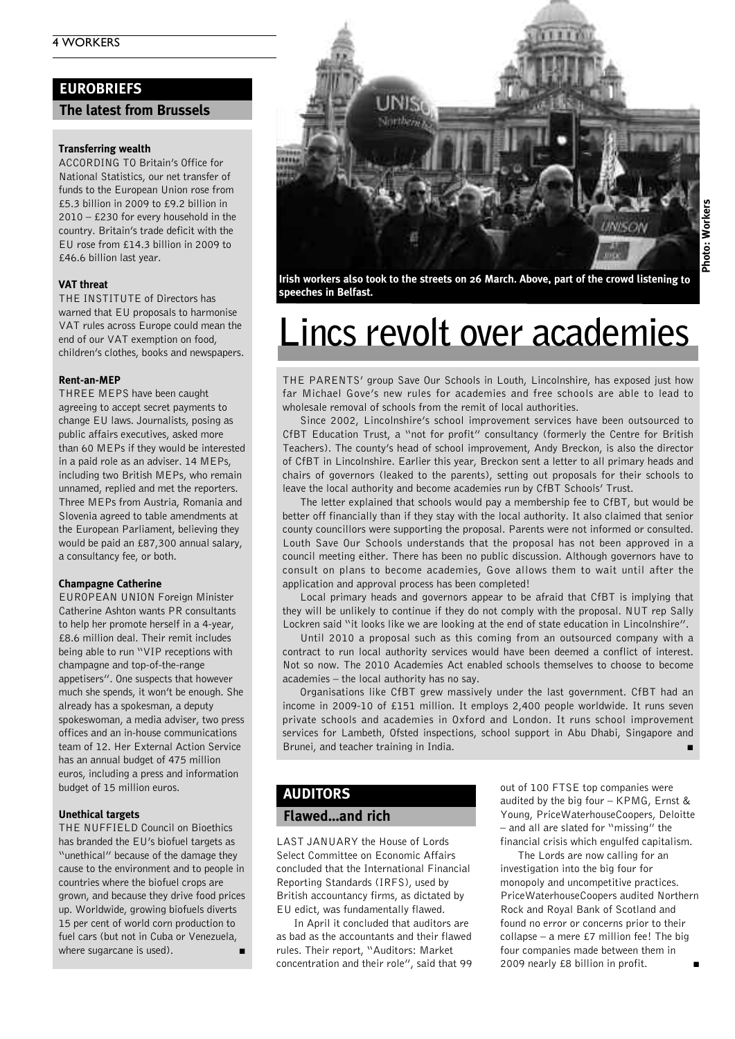## EUROBRIEFS

### The latest from Brussels

**Transferring wealth**

ACCORDING TO Britain's Office for National Statistics, our net transfer of funds to the European Union rose from £5.3 billion in 2009 to £9.2 billion in 2010 – £230 for every household in the country. Britain's trade deficit with the EU rose from £14.3 billion in 2009 to £46.6 billion last year.

**VAT threat**

THE INSTITUTE of Directors has warned that EU proposals to harmonise VAT rules across Europe could mean the end of our VAT exemption on food, children's clothes, books and newspapers.

**Rent-an-MEP**

THREE MEPS have been caught agreeing to accept secret payments to change EU laws. Journalists, posing as public affairs executives, asked more than 60 MEPs if they would be interested in a paid role as an adviser. 14 MEPs, including two British MEPs, who remain unnamed, replied and met the reporters. Three MEPs from Austria, Romania and Slovenia agreed to table amendments at the European Parliament, believing they would be paid an £87,300 annual salary, a consultancy fee, or both.

**Champagne Catherine**

EUROPEAN UNION Foreign Minister Catherine Ashton wants PR consultants to help her promote herself in a 4-year, £8.6 million deal. Their remit includes being able to run "VIP receptions with champagne and top-of-the-range appetisers". One suspects that however much she spends, it won't be enough. She already has a spokesman, a deputy spokeswoman, a media adviser, two press offices and an in-house communications team of 12. Her External Action Service has an annual budget of 475 million euros, including a press and information budget of 15 million euros.

**Unethical targets**

THE NUFFIELD Council on Bioethics has branded the EU's biofuel targets as "unethical" because of the damage they cause to the environment and to people in countries where the biofuel crops are grown, and because they drive food prices up. Worldwide, growing biofuels diverts 15 per cent of world corn production to fuel cars (but not in Cuba or Venezuela, where sugarcane is used). ■

**Irish workers also took to the streets on 26 March. Above, part of the crowd listening to speeches in Belfast.**

Photo: Workers

# Lincs revolt over academies

THE PARENTS' group Save Our Schools in Louth, Lincolnshire, has exposed just how far Michael Gove's new rules for academies and free schools are able to lead to wholesale removal of schools from the remit of local authorities.

Since 2002, Lincolnshire's school improvement services have been outsourced to CfBT Education Trust, a "not for profit" consultancy (formerly the Centre for British Teachers). The county's head of school improvement, Andy Breckon, is also the director of CfBT in Lincolnshire. Earlier this year, Breckon sent a letter to all primary heads and chairs of governors (leaked to the parents), setting out proposals for their schools to leave the local authority and become academies run by CfBT Schools' Trust.

The letter explained that schools would pay a membership fee to CfBT, but would be better off financially than if they stay with the local authority. It also claimed that senior county councillors were supporting the proposal. Parents were not informed or consulted. Louth Save Our Schools understands that the proposal has not been approved in a council meeting either. There has been no public discussion. Although governors have to consult on plans to become academies, Gove allows them to wait until after the application and approval process has been completed!

Local primary heads and governors appear to be afraid that CfBT is implying that they will be unlikely to continue if they do not comply with the proposal. NUT rep Sally Lockren said "it looks like we are looking at the end of state education in Lincolnshire".

Until 2010 a proposal such as this coming from an outsourced company with a contract to run local authority services would have been deemed a conflict of interest. Not so now. The 2010 Academies Act enabled schools themselves to choose to become academies – the local authority has no say.

Organisations like CfBT grew massively under the last government. CfBT had an income in 2009-10 of £151 million. It employs 2,400 people worldwide. It runs seven private schools and academies in Oxford and London. It runs school improvement services for Lambeth, Ofsted inspections, school support in Abu Dhabi, Singapore and Brunei, and teacher training in India. ■

## AUDITORS

### Flawed...and rich

LAST JANUARY the House of Lords Select Committee on Economic Affairs concluded that the International Financial Reporting Standards (IRFS), used by British accountancy firms, as dictated by EU edict, was fundamentally flawed.

In April it concluded that auditors are as bad as the accountants and their flawed rules. Their report, "Auditors: Market concentration and their role", said that 99 out of 100 FTSE top companies were audited by the big four – KPMG, Ernst & Young, PriceWaterhouseCoopers, Deloitte – and all are slated for "missing" the financial crisis which engulfed capitalism.

The Lords are now calling for an investigation into the big four for monopoly and uncompetitive practices. PriceWaterhouseCoopers audited Northern Rock and Royal Bank of Scotland and found no error or concerns prior to their collapse – a mere £7 million fee! The big four companies made between them in 2009 nearly £8 billion in profit. ■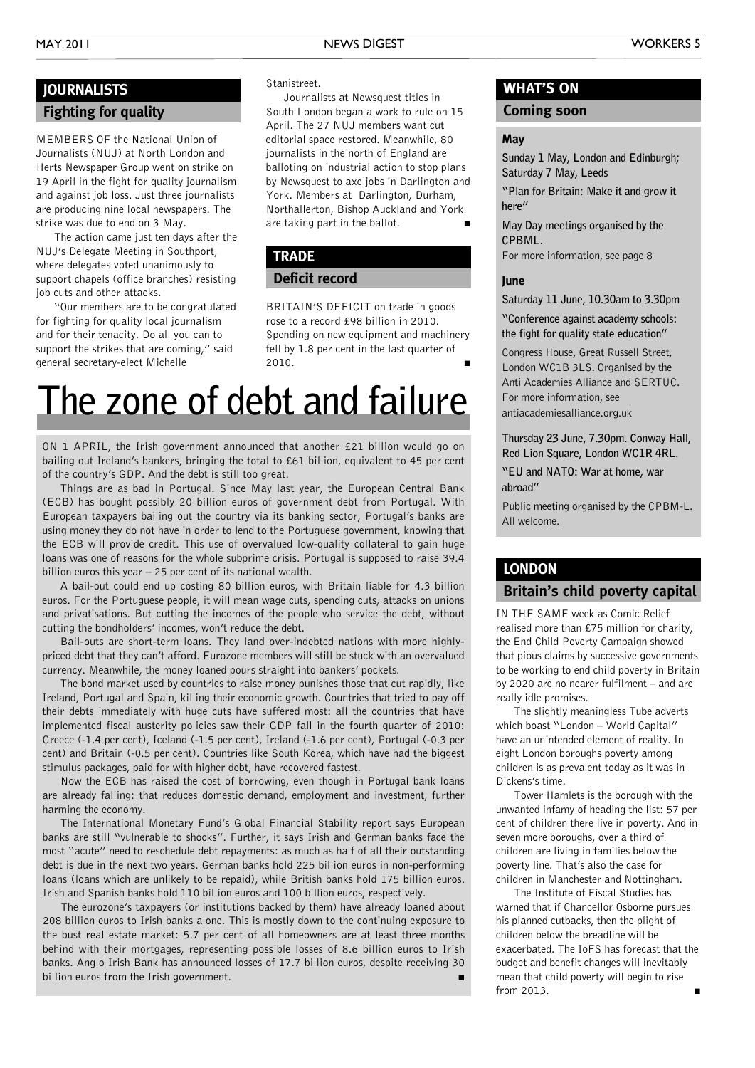## JOURNALISTS

### Fighting for quality

MEMBERS OF the National Union of Journalists (NUJ) at North London and Herts Newspaper Group went on strike on 19 April in the fight for quality journalism and against job loss. Just three journalists are producing nine local newspapers. The strike was due to end on 3 May.

The action came just ten days after the NUJ's Delegate Meeting in Southport, where delegates voted unanimously to support chapels (office branches) resisting job cuts and other attacks.

"Our members are to be congratulated for fighting for quality local journalism and for their tenacity. Do all you can to support the strikes that are coming," said general secretary-elect Michelle Stanistreet.

Journalists at Newsquest titles in South London began a work to rule on 15 April. The 27 NUJ members want cut editorial space restored. Meanwhile, 80 journalists in the north of England are balloting on industrial action to stop plans by Newsquest to axe jobs in Darlington and York. Members at Darlington, Durham, Northallerton, Bishop Auckland and York are taking part in the ballot. ■

## TRADE

### Deficit record

BRITAIN'S DEFICIT on trade in goods rose to a record £98 billion in 2010. Spending on new equipment and machinery fell by 1.8 per cent in the last quarter of 2010. ■

# The zone of debt and failure

ON 1 APRIL, the Irish government announced that another £21 billion would go on bailing out Ireland's bankers, bringing the total to £61 billion, equivalent to 45 per cent of the country's GDP. And the debt is still too great.

Things are as bad in Portugal. Since May last year, the European Central Bank (ECB) has bought possibly 20 billion euros of government debt from Portugal. With European taxpayers bailing out the country via its banking sector, Portugal's banks are using money they do not have in order to lend to the Portuguese government, knowing that the ECB will provide credit. This use of overvalued low-quality collateral to gain huge loans was one of reasons for the whole subprime crisis. Portugal is supposed to raise 39.4 billion euros this year – 25 per cent of its national wealth.

A bail-out could end up costing 80 billion euros, with Britain liable for 4.3 billion euros. For the Portuguese people, it will mean wage cuts, spending cuts, attacks on unions and privatisations. But cutting the incomes of the people who service the debt, without cutting the bondholders' incomes, won't reduce the debt.

Bail-outs are short-term loans. They land over-indebted nations with more highly-priced debt that they can't afford. Eurozone members will still be stuck with an overvalued currency. Meanwhile, the money loaned pours straight into bankers' pockets.

The bond market used by countries to raise money punishes those that cut rapidly, like Ireland, Portugal and Spain, killing their economic growth. Countries that tried to pay off their debts immediately with huge cuts have suffered most: all the countries that have implemented fiscal austerity policies saw their GDP fall in the fourth quarter of 2010: Greece (-1.4 per cent), Iceland (-1.5 per cent), Ireland (-1.6 per cent), Portugal (-0.3 per cent) and Britain (-0.5 per cent). Countries like South Korea, which have had the biggest stimulus packages, paid for with higher debt, have recovered fastest.

Now the ECB has raised the cost of borrowing, even though in Portugal bank loans are already falling: that reduces domestic demand, employment and investment, further harming the economy.

The International Monetary Fund's Global Financial Stability report says European banks are still "vulnerable to shocks". Further, it says Irish and German banks face the most "acute" need to reschedule debt repayments: as much as half of all their outstanding debt is due in the next two years. German banks hold 225 billion euros in non-performing loans (loans which are unlikely to be repaid), while British banks hold 175 billion euros. Irish and Spanish banks hold 110 billion euros and 100 billion euros, respectively.

The eurozone's taxpayers (or institutions backed by them) have already loaned about 208 billion euros to Irish banks alone. This is mostly down to the continuing exposure to the bust real estate market: 5.7 per cent of all homeowners are at least three months behind with their mortgages, representing possible losses of 8.6 billion euros to Irish banks. Anglo Irish Bank has announced losses of 17.7 billion euros, despite receiving 30 billion euros from the Irish government. ■

## WHAT'S ON

### Coming soon

**May**

**Sunday 1 May, London and Edinburgh; Saturday 7 May, Leeds**

**"Plan for Britain: Make it and grow it here"**

**May Day meetings organised by the CPBML.**

For more information, see page 8

**June**

**Saturday 11 June, 10.30am to 3.30pm**

**"Conference against academy schools: the fight for quality state education"**

Congress House, Great Russell Street, London WC1B 3LS. Organised by the Anti Academies Alliance and SERTUC. For more information, see antiacademiesalliance.org.uk

**Thursday 23 June, 7.30pm. Conway Hall, Red Lion Square, London WC1R 4RL.**

**"EU and NATO: War at home, war abroad"**

Public meeting organised by the CPBM-L. All welcome.

## LONDON

### Britain's child poverty capital

IN THE SAME week as Comic Relief realised more than £75 million for charity, the End Child Poverty Campaign showed that pious claims by successive governments to be working to end child poverty in Britain by 2020 are no nearer fulfilment – and are really idle promises.

The slightly meaningless Tube adverts which boast "London – World Capital" have an unintended element of reality. In eight London boroughs poverty among children is as prevalent today as it was in Dickens's time.

Tower Hamlets is the borough with the unwanted infamy of heading the list: 57 per cent of children there live in poverty. And in seven more boroughs, over a third of children are living in families below the poverty line. That's also the case for children in Manchester and Nottingham.

The Institute of Fiscal Studies has warned that if Chancellor Osborne pursues his planned cutbacks, then the plight of children below the breadline will be exacerbated. The IoFS has forecast that the budget and benefit changes will inevitably mean that child poverty will begin to rise from 2013. ■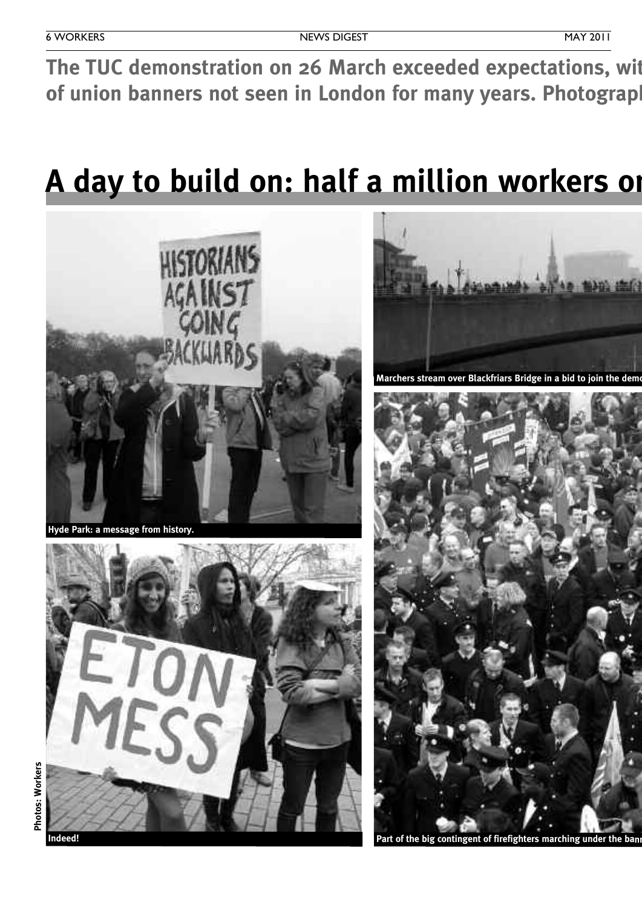The TUC demonstration on 26 March exceeded expectations, wit of union banners not seen in London for many years. Photograph

# A day to build on: half a million workers or

Hyde Park: a message from history.

Indeed!

Marchers stream over Blackfriars Bridge in a bid to join the demo

Part of the big contingent of firefighters marching under the bann

Photos: Workers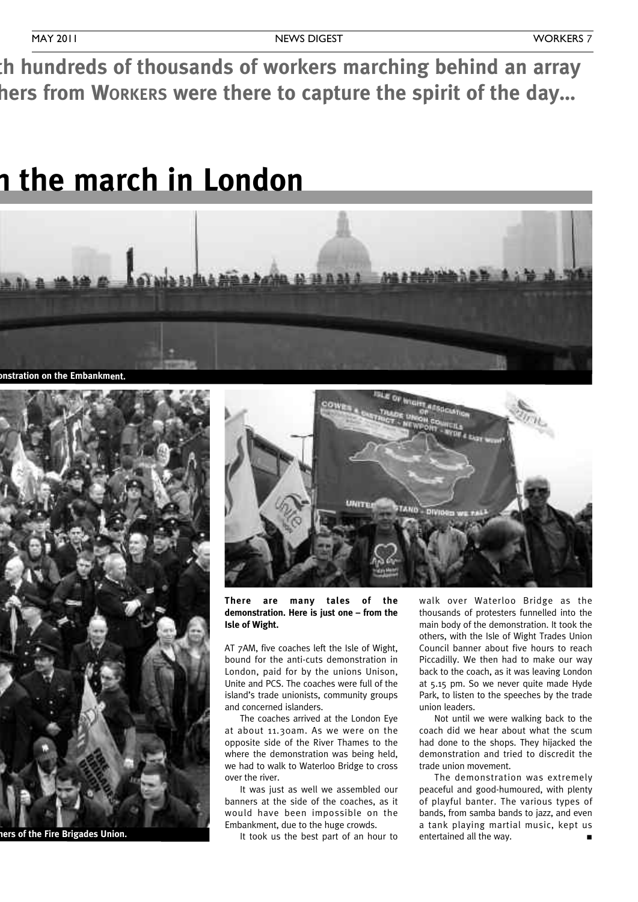**th hundreds of thousands of workers marching behind an array hers from WORKERS were there to capture the spirit of the day...**

# n the march in London

onstration on the Embankment.

ners of the Fire Brigades Union.

**There are many tales of the demonstration. Here is just one – from the Isle of Wight.**

AT 7AM, five coaches left the Isle of Wight, bound for the anti-cuts demonstration in London, paid for by the unions Unison, Unite and PCS. The coaches were full of the island's trade unionists, community groups and concerned islanders.

The coaches arrived at the London Eye at about 11.30am. As we were on the opposite side of the River Thames to the where the demonstration was being held, we had to walk to Waterloo Bridge to cross over the river.

It was just as well we assembled our banners at the side of the coaches, as it would have been impossible on the Embankment, due to the huge crowds.

It took us the best part of an hour to walk over Waterloo Bridge as the thousands of protesters funnelled into the main body of the demonstration. It took the others, with the Isle of Wight Trades Union Council banner about five hours to reach Piccadilly. We then had to make our way back to the coach, as it was leaving London at 5.15 pm. So we never quite made Hyde Park, to listen to the speeches by the trade union leaders.

Not until we were walking back to the coach did we hear about what the scum had done to the shops. They hijacked the demonstration and tried to discredit the trade union movement.

The demonstration was extremely peaceful and good-humoured, with plenty of playful banter. The various types of bands, from samba bands to jazz, and even a tank playing martial music, kept us entertained all the way. ■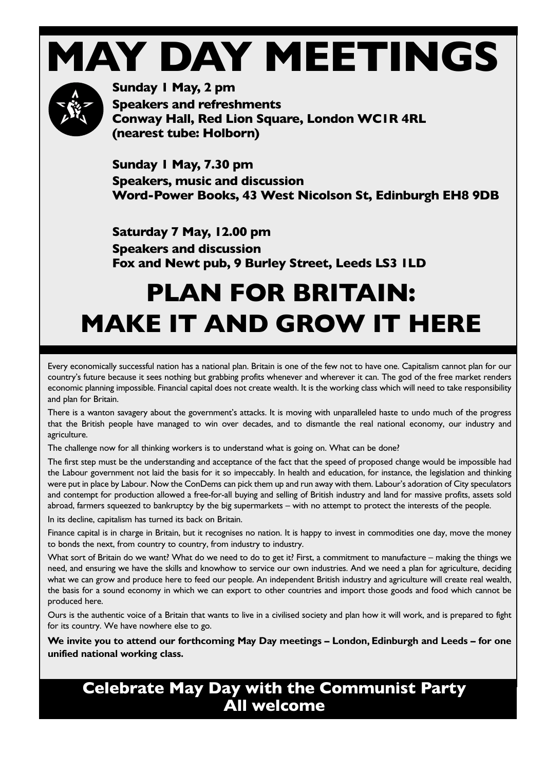# MAY DAY MEETINGS

**Sunday 1 May, 2 pm**
**Speakers and refreshments**
**Conway Hall, Red Lion Square, London WC1R 4RL**
**(nearest tube: Holborn)**

**Sunday 1 May, 7.30 pm**
**Speakers, music and discussion**
**Word-Power Books, 43 West Nicolson St, Edinburgh EH8 9DB**

**Saturday 7 May, 12.00 pm**
**Speakers and discussion**
**Fox and Newt pub, 9 Burley Street, Leeds LS3 1LD**

# PLAN FOR BRITAIN: MAKE IT AND GROW IT HERE

Every economically successful nation has a national plan. Britain is one of the few not to have one. Capitalism cannot plan for our country's future because it sees nothing but grabbing profits whenever and wherever it can. The god of the free market renders economic planning impossible. Financial capital does not create wealth. It is the working class which will need to take responsibility and plan for Britain.

There is a wanton savagery about the government's attacks. It is moving with unparalleled haste to undo much of the progress that the British people have managed to win over decades, and to dismantle the real national economy, our industry and agriculture.

The challenge now for all thinking workers is to understand what is going on. What can be done?

The first step must be the understanding and acceptance of the fact that the speed of proposed change would be impossible had the Labour government not laid the basis for it so impeccably. In health and education, for instance, the legislation and thinking were put in place by Labour. Now the ConDems can pick them up and run away with them. Labour's adoration of City speculators and contempt for production allowed a free-for-all buying and selling of British industry and land for massive profits, assets sold abroad, farmers squeezed to bankruptcy by the big supermarkets – with no attempt to protect the interests of the people.

In its decline, capitalism has turned its back on Britain.

Finance capital is in charge in Britain, but it recognises no nation. It is happy to invest in commodities one day, move the money to bonds the next, from country to country, from industry to industry.

What sort of Britain do we want? What do we need to do to get it? First, a commitment to manufacture – making the things we need, and ensuring we have the skills and knowhow to service our own industries. And we need a plan for agriculture, deciding what we can grow and produce here to feed our people. An independent British industry and agriculture will create real wealth, the basis for a sound economy in which we can export to other countries and import those goods and food which cannot be produced here.

Ours is the authentic voice of a Britain that wants to live in a civilised society and plan how it will work, and is prepared to fight for its country. We have nowhere else to go.

**We invite you to attend our forthcoming May Day meetings – London, Edinburgh and Leeds – for one unified national working class.**

**Celebrate May Day with the Communist Party**
**All welcome**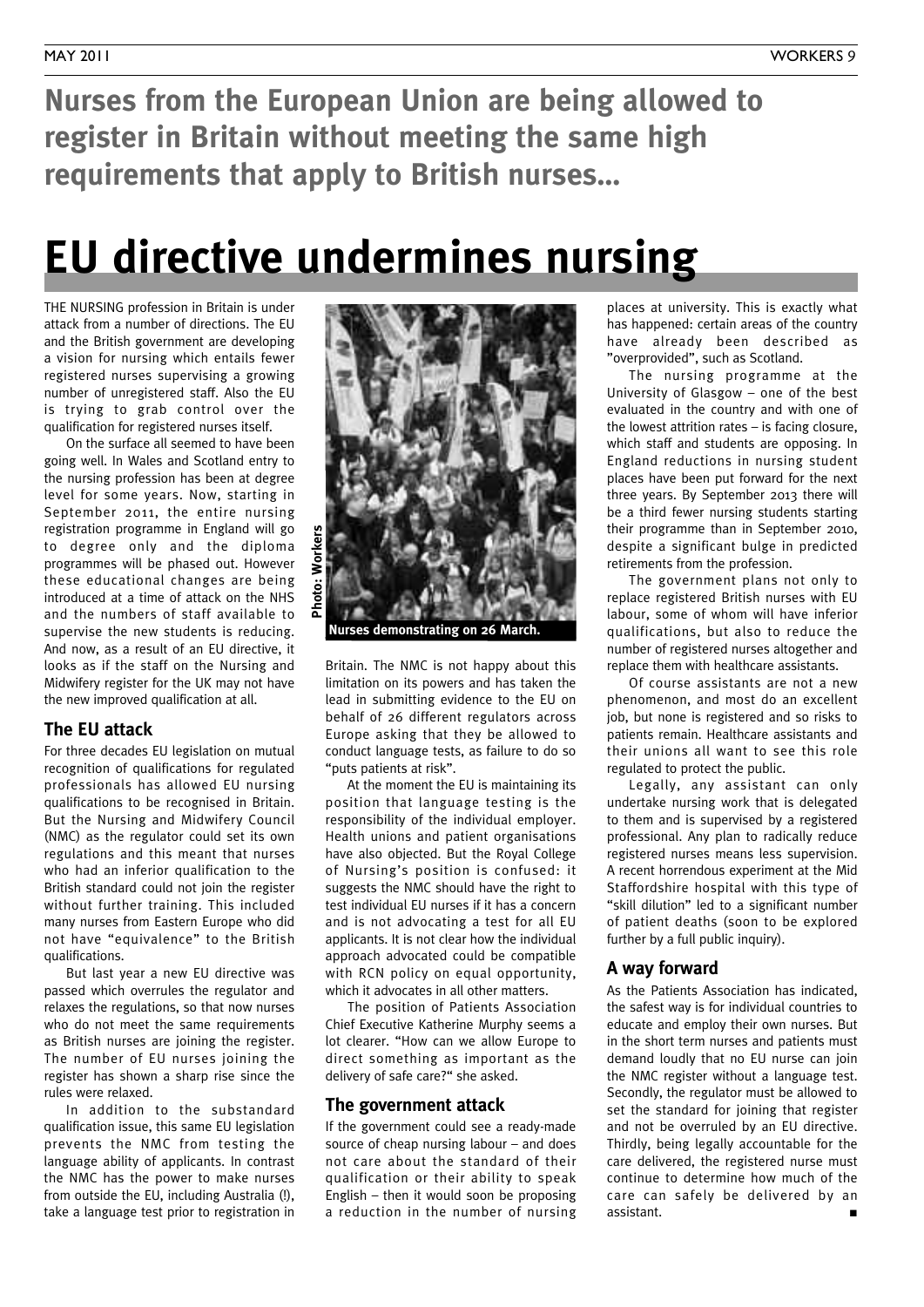**Nurses from the European Union are being allowed to register in Britain without meeting the same high requirements that apply to British nurses…**

# EU directive undermines nursing

THE NURSING profession in Britain is under attack from a number of directions. The EU and the British government are developing a vision for nursing which entails fewer registered nurses supervising a growing number of unregistered staff. Also the EU is trying to grab control over the qualification for registered nurses itself.

On the surface all seemed to have been going well. In Wales and Scotland entry to the nursing profession has been at degree level for some years. Now, starting in September 2011, the entire nursing registration programme in England will go to degree only and the diploma programmes will be phased out. However these educational changes are being introduced at a time of attack on the NHS and the numbers of staff available to supervise the new students is reducing. And now, as a result of an EU directive, it looks as if the staff on the Nursing and Midwifery register for the UK may not have the new improved qualification at all.

Photo: Workers

Nurses demonstrating on 26 March.

## The EU attack

For three decades EU legislation on mutual recognition of qualifications for regulated professionals has allowed EU nursing qualifications to be recognised in Britain. But the Nursing and Midwifery Council (NMC) as the regulator could set its own regulations and this meant that nurses who had an inferior qualification to the British standard could not join the register without further training. This included many nurses from Eastern Europe who did not have "equivalence" to the British qualifications.

But last year a new EU directive was passed which overrules the regulator and relaxes the regulations, so that now nurses who do not meet the same requirements as British nurses are joining the register. The number of EU nurses joining the register has shown a sharp rise since the rules were relaxed.

In addition to the substandard qualification issue, this same EU legislation prevents the NMC from testing the language ability of applicants. In contrast the NMC has the power to make nurses from outside the EU, including Australia (!), take a language test prior to registration in Britain. The NMC is not happy about this limitation on its powers and has taken the lead in submitting evidence to the EU on behalf of 26 different regulators across Europe asking that they be allowed to conduct language tests, as failure to do so "puts patients at risk".

At the moment the EU is maintaining its position that language testing is the responsibility of the individual employer. Health unions and patient organisations have also objected. But the Royal College of Nursing's position is confused: it suggests the NMC should have the right to test individual EU nurses if it has a concern and is not advocating a test for all EU applicants. It is not clear how the individual approach advocated could be compatible with RCN policy on equal opportunity, which it advocates in all other matters.

The position of Patients Association Chief Executive Katherine Murphy seems a lot clearer. "How can we allow Europe to direct something as important as the delivery of safe care?" she asked.

## The government attack

If the government could see a ready-made source of cheap nursing labour – and does not care about the standard of their qualification or their ability to speak English – then it would soon be proposing a reduction in the number of nursing places at university. This is exactly what has happened: certain areas of the country have already been described as "overprovided", such as Scotland.

The nursing programme at the University of Glasgow – one of the best evaluated in the country and with one of the lowest attrition rates – is facing closure, which staff and students are opposing. In England reductions in nursing student places have been put forward for the next three years. By September 2013 there will be a third fewer nursing students starting their programme than in September 2010, despite a significant bulge in predicted retirements from the profession.

The government plans not only to replace registered British nurses with EU labour, some of whom will have inferior qualifications, but also to reduce the number of registered nurses altogether and replace them with healthcare assistants.

Of course assistants are not a new phenomenon, and most do an excellent job, but none is registered and so risks to patients remain. Healthcare assistants and their unions all want to see this role regulated to protect the public.

Legally, any assistant can only undertake nursing work that is delegated to them and is supervised by a registered professional. Any plan to radically reduce registered nurses means less supervision. A recent horrendous experiment at the Mid Staffordshire hospital with this type of "skill dilution" led to a significant number of patient deaths (soon to be explored further by a full public inquiry).

## A way forward

As the Patients Association has indicated, the safest way is for individual countries to educate and employ their own nurses. But in the short term nurses and patients must demand loudly that no EU nurse can join the NMC register without a language test. Secondly, the regulator must be allowed to set the standard for joining that register and not be overruled by an EU directive. Thirdly, being legally accountable for the care delivered, the registered nurse must continue to determine how much of the care can safely be delivered by an assistant. ■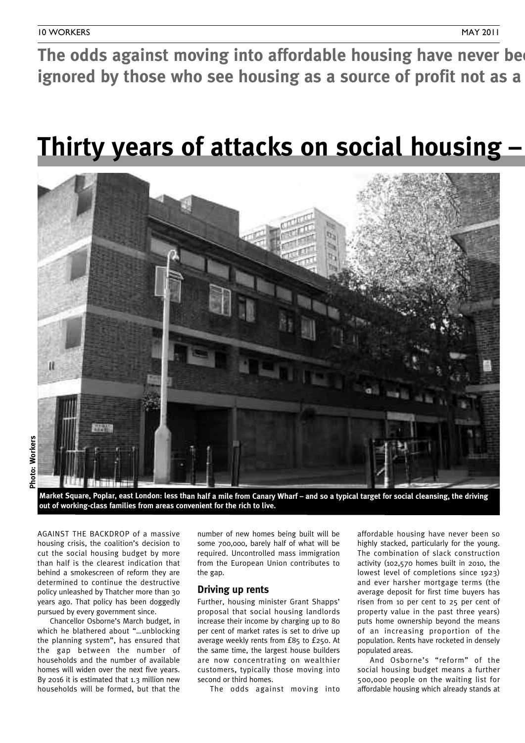**The odds against moving into affordable housing have never bee ignored by those who see housing as a source of profit not as a**

# Thirty years of attacks on social housing –

Photo: Workers

Market Square, Poplar, east London: less than half a mile from Canary Wharf – and so a typical target for social cleansing, the driving out of working-class families from areas convenient for the rich to live.

AGAINST THE BACKDROP of a massive housing crisis, the coalition's decision to cut the social housing budget by more than half is the clearest indication that behind a smokescreen of reform they are determined to continue the destructive policy unleashed by Thatcher more than 30 years ago. That policy has been doggedly pursued by every government since.

Chancellor Osborne's March budget, in which he blathered about "...unblocking the planning system", has ensured that the gap between the number of households and the number of available homes will widen over the next five years. By 2016 it is estimated that 1.3 million new households will be formed, but that the number of new homes being built will be some 700,000, barely half of what will be required. Uncontrolled mass immigration from the European Union contributes to the gap.

## Driving up rents

Further, housing minister Grant Shapps' proposal that social housing landlords increase their income by charging up to 80 per cent of market rates is set to drive up average weekly rents from £85 to £250. At the same time, the largest house builders are now concentrating on wealthier customers, typically those moving into second or third homes.

The odds against moving into affordable housing have never been so highly stacked, particularly for the young. The combination of slack construction activity (102,570 homes built in 2010, the lowest level of completions since 1923) and ever harsher mortgage terms (the average deposit for first time buyers has risen from 10 per cent to 25 per cent of property value in the past three years) puts home ownership beyond the means of an increasing proportion of the population. Rents have rocketed in densely populated areas.

And Osborne's "reform" of the social housing budget means a further 500,000 people on the waiting list for affordable housing which already stands at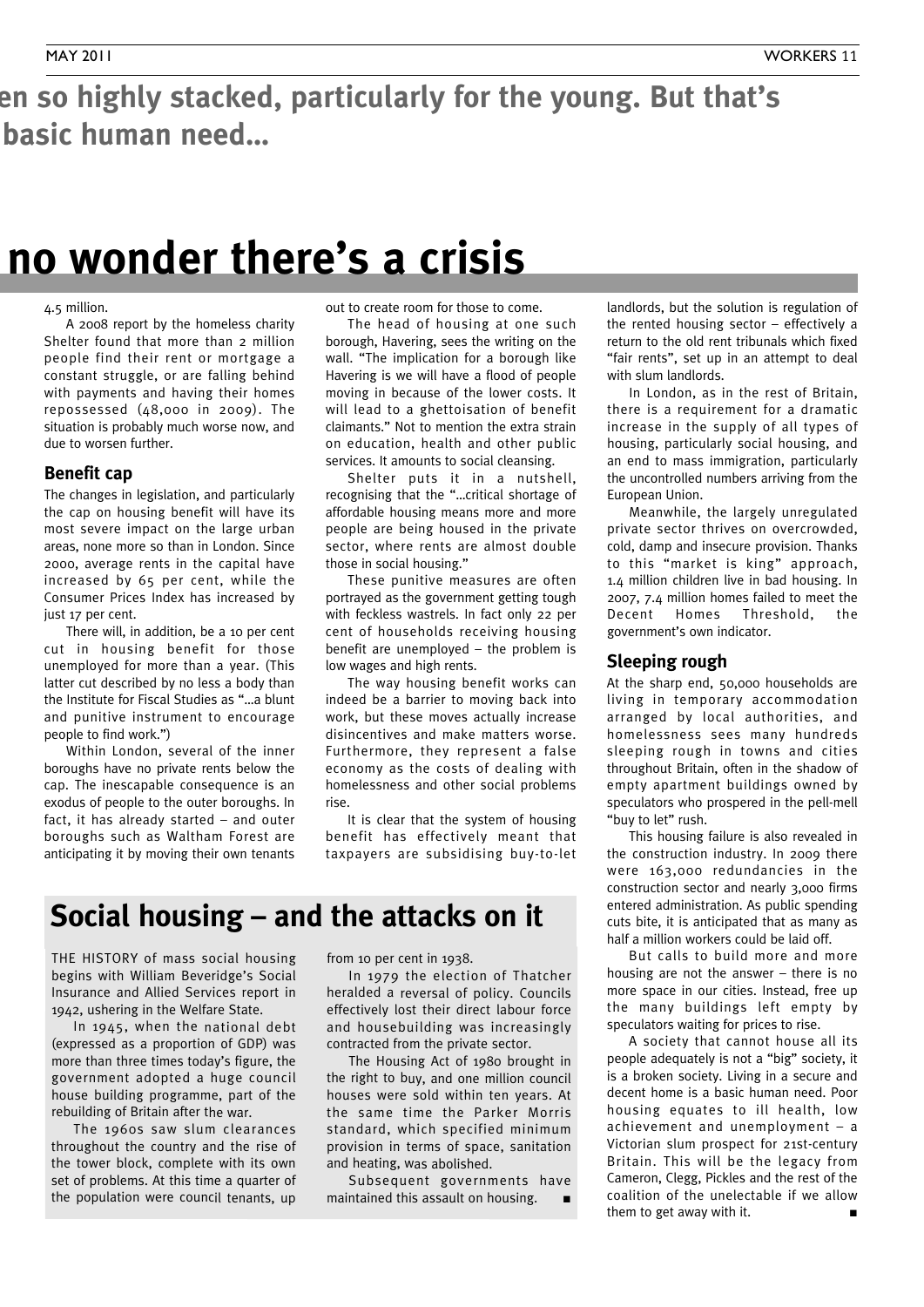en so highly stacked, particularly for the young. But that's basic human need...

# no wonder there's a crisis

4.5 million.

A 2008 report by the homeless charity Shelter found that more than 2 million people find their rent or mortgage a constant struggle, or are falling behind with payments and having their homes repossessed (48,000 in 2009). The situation is probably much worse now, and due to worsen further.

## Benefit cap

The changes in legislation, and particularly the cap on housing benefit will have its most severe impact on the large urban areas, none more so than in London. Since 2000, average rents in the capital have increased by 65 per cent, while the Consumer Prices Index has increased by just 17 per cent.

There will, in addition, be a 10 per cent cut in housing benefit for those unemployed for more than a year. (This latter cut described by no less a body than the Institute for Fiscal Studies as "…a blunt and punitive instrument to encourage people to find work.")

Within London, several of the inner boroughs have no private rents below the cap. The inescapable consequence is an exodus of people to the outer boroughs. In fact, it has already started – and outer boroughs such as Waltham Forest are anticipating it by moving their own tenants out to create room for those to come.

The head of housing at one such borough, Havering, sees the writing on the wall. "The implication for a borough like Havering is we will have a flood of people moving in because of the lower costs. It will lead to a ghettoisation of benefit claimants." Not to mention the extra strain on education, health and other public services. It amounts to social cleansing.

Shelter puts it in a nutshell, recognising that the "…critical shortage of affordable housing means more and more people are being housed in the private sector, where rents are almost double those in social housing."

These punitive measures are often portrayed as the government getting tough with feckless wastrels. In fact only 22 per cent of households receiving housing benefit are unemployed – the problem is low wages and high rents.

The way housing benefit works can indeed be a barrier to moving back into work, but these moves actually increase disincentives and make matters worse. Furthermore, they represent a false economy as the costs of dealing with homelessness and other social problems rise.

It is clear that the system of housing benefit has effectively meant that taxpayers are subsidising buy-to-let landlords, but the solution is regulation of the rented housing sector – effectively a return to the old rent tribunals which fixed "fair rents", set up in an attempt to deal with slum landlords.

In London, as in the rest of Britain, there is a requirement for a dramatic increase in the supply of all types of housing, particularly social housing, and an end to mass immigration, particularly the uncontrolled numbers arriving from the European Union.

Meanwhile, the largely unregulated private sector thrives on overcrowded, cold, damp and insecure provision. Thanks to this "market is king" approach, 1.4 million children live in bad housing. In 2007, 7.4 million homes failed to meet the Decent Homes Threshold, the government's own indicator.

## Sleeping rough

At the sharp end, 50,000 households are living in temporary accommodation arranged by local authorities, and homelessness sees many hundreds sleeping rough in towns and cities throughout Britain, often in the shadow of empty apartment buildings owned by speculators who prospered in the pell-mell "buy to let" rush.

This housing failure is also revealed in the construction industry. In 2009 there were 163,000 redundancies in the construction sector and nearly 3,000 firms entered administration. As public spending cuts bite, it is anticipated that as many as half a million workers could be laid off.

But calls to build more and more housing are not the answer – there is no more space in our cities. Instead, free up the many buildings left empty by speculators waiting for prices to rise.

A society that cannot house all its people adequately is not a "big" society, it is a broken society. Living in a secure and decent home is a basic human need. Poor housing equates to ill health, low achievement and unemployment – a Victorian slum prospect for 21st-century Britain. This will be the legacy from Cameron, Clegg, Pickles and the rest of the coalition of the unelectable if we allow them to get away with it. ■

## Social housing – and the attacks on it

THE HISTORY of mass social housing begins with William Beveridge's Social Insurance and Allied Services report in 1942, ushering in the Welfare State.

In 1945, when the national debt (expressed as a proportion of GDP) was more than three times today's figure, the government adopted a huge council house building programme, part of the rebuilding of Britain after the war.

The 1960s saw slum clearances throughout the country and the rise of the tower block, complete with its own set of problems. At this time a quarter of the population were council tenants, up from 10 per cent in 1938.

In 1979 the election of Thatcher heralded a reversal of policy. Councils effectively lost their direct labour force and housebuilding was increasingly contracted from the private sector.

The Housing Act of 1980 brought in the right to buy, and one million council houses were sold within ten years. At the same time the Parker Morris standard, which specified minimum provision in terms of space, sanitation and heating, was abolished.

Subsequent governments have maintained this assault on housing. ■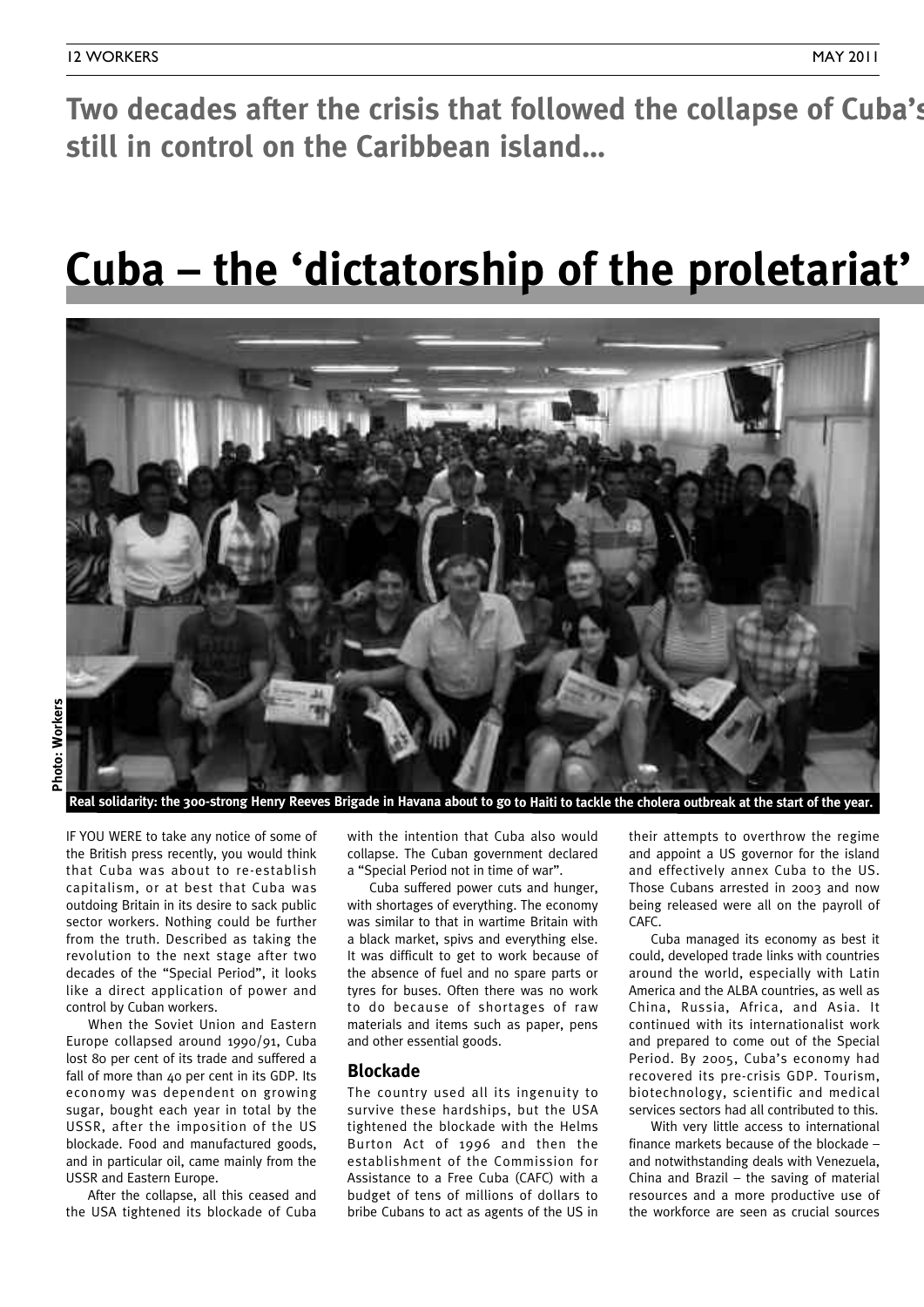**Two decades after the crisis that followed the collapse of Cuba's still in control on the Caribbean island…**

# Cuba – the 'dictatorship of the proletariat'

Photo: Workers

Real solidarity: the 300-strong Henry Reeves Brigade in Havana about to go to Haiti to tackle the cholera outbreak at the start of the year.

IF YOU WERE to take any notice of some of the British press recently, you would think that Cuba was about to re-establish capitalism, or at best that Cuba was outdoing Britain in its desire to sack public sector workers. Nothing could be further from the truth. Described as taking the revolution to the next stage after two decades of the "Special Period", it looks like a direct application of power and control by Cuban workers.

When the Soviet Union and Eastern Europe collapsed around 1990/91, Cuba lost 80 per cent of its trade and suffered a fall of more than 40 per cent in its GDP. Its economy was dependent on growing sugar, bought each year in total by the USSR, after the imposition of the US blockade. Food and manufactured goods, and in particular oil, came mainly from the USSR and Eastern Europe.

After the collapse, all this ceased and the USA tightened its blockade of Cuba with the intention that Cuba also would collapse. The Cuban government declared a "Special Period not in time of war".

Cuba suffered power cuts and hunger, with shortages of everything. The economy was similar to that in wartime Britain with a black market, spivs and everything else. It was difficult to get to work because of the absence of fuel and no spare parts or tyres for buses. Often there was no work to do because of shortages of raw materials and items such as paper, pens and other essential goods.

## Blockade

The country used all its ingenuity to survive these hardships, but the USA tightened the blockade with the Helms Burton Act of 1996 and then the establishment of the Commission for Assistance to a Free Cuba (CAFC) with a budget of tens of millions of dollars to bribe Cubans to act as agents of the US in their attempts to overthrow the regime and appoint a US governor for the island and effectively annex Cuba to the US. Those Cubans arrested in 2003 and now being released were all on the payroll of CAFC.

Cuba managed its economy as best it could, developed trade links with countries around the world, especially with Latin America and the ALBA countries, as well as China, Russia, Africa, and Asia. It continued with its internationalist work and prepared to come out of the Special Period. By 2005, Cuba's economy had recovered its pre-crisis GDP. Tourism, biotechnology, scientific and medical services sectors had all contributed to this.

With very little access to international finance markets because of the blockade – and notwithstanding deals with Venezuela, China and Brazil – the saving of material resources and a more productive use of the workforce are seen as crucial sources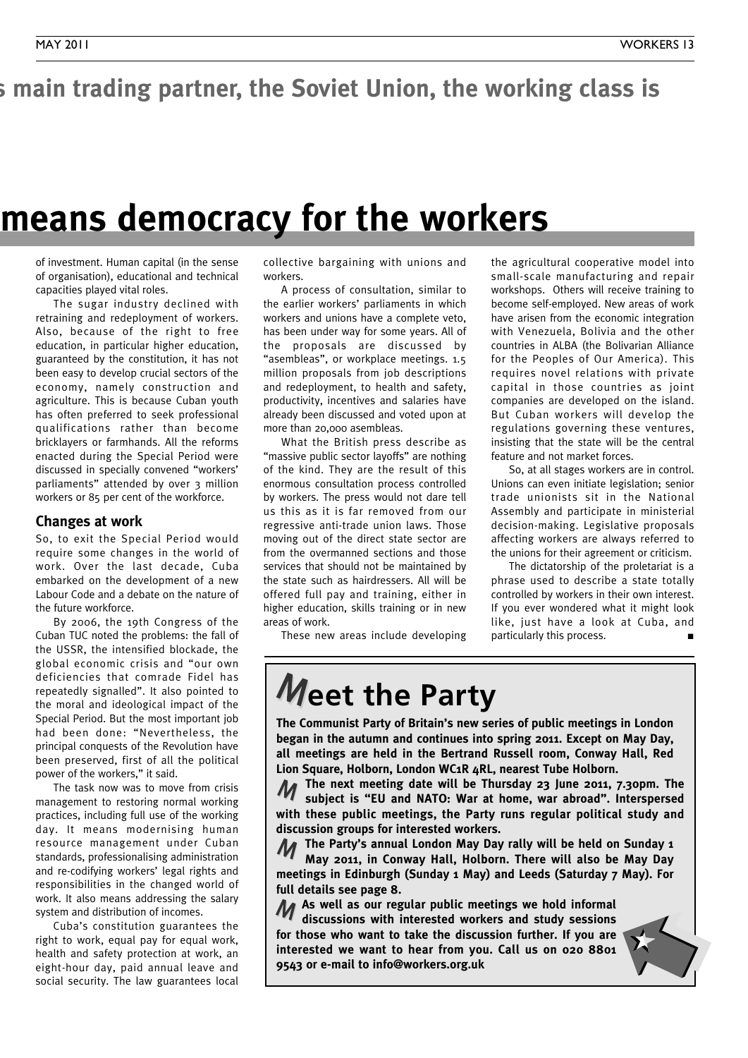s main trading partner, the Soviet Union, the working class is

# means democracy for the workers

of investment. Human capital (in the sense of organisation), educational and technical capacities played vital roles.

The sugar industry declined with retraining and redeployment of workers. Also, because of the right to free education, in particular higher education, guaranteed by the constitution, it has not been easy to develop crucial sectors of the economy, namely construction and agriculture. This is because Cuban youth has often preferred to seek professional qualifications rather than become bricklayers or farmhands. All the reforms enacted during the Special Period were discussed in specially convened "workers' parliaments" attended by over 3 million workers or 85 per cent of the workforce.

## Changes at work

So, to exit the Special Period would require some changes in the world of work. Over the last decade, Cuba embarked on the development of a new Labour Code and a debate on the nature of the future workforce.

By 2006, the 19th Congress of the Cuban TUC noted the problems: the fall of the USSR, the intensified blockade, the global economic crisis and "our own deficiencies that comrade Fidel has repeatedly signalled". It also pointed to the moral and ideological impact of the Special Period. But the most important job had been done: "Nevertheless, the principal conquests of the Revolution have been preserved, first of all the political power of the workers," it said.

The task now was to move from crisis management to restoring normal working practices, including full use of the working day. It means modernising human resource management under Cuban standards, professionalising administration and re-codifying workers' legal rights and responsibilities in the changed world of work. It also means addressing the salary system and distribution of incomes.

Cuba's constitution guarantees the right to work, equal pay for equal work, health and safety protection at work, an eight-hour day, paid annual leave and social security. The law guarantees local collective bargaining with unions and workers.

A process of consultation, similar to the earlier workers' parliaments in which workers and unions have a complete veto, has been under way for some years. All of the proposals are discussed by "asembleas", or workplace meetings. 1.5 million proposals from job descriptions and redeployment, to health and safety, productivity, incentives and salaries have already been discussed and voted upon at more than 20,000 asembleas.

What the British press describe as "massive public sector layoffs" are nothing of the kind. They are the result of this enormous consultation process controlled by workers. The press would not dare tell us this as it is far removed from our regressive anti-trade union laws. Those moving out of the direct state sector are from the overmanned sections and those services that should not be maintained by the state such as hairdressers. All will be offered full pay and training, either in higher education, skills training or in new areas of work.

These new areas include developing the agricultural cooperative model into small-scale manufacturing and repair workshops. Others will receive training to become self-employed. New areas of work have arisen from the economic integration with Venezuela, Bolivia and the other countries in ALBA (the Bolivarian Alliance for the Peoples of Our America). This requires novel relations with private capital in those countries as joint companies are developed on the island. But Cuban workers will develop the regulations governing these ventures, insisting that the state will be the central feature and not market forces.

So, at all stages workers are in control. Unions can even initiate legislation; senior trade unionists sit in the National Assembly and participate in ministerial decision-making. Legislative proposals affecting workers are always referred to the unions for their agreement or criticism.

The dictatorship of the proletariat is a phrase used to describe a state totally controlled by workers in their own interest. If you ever wondered what it might look like, just have a look at Cuba, and particularly this process. ■

## Meet the Party

**The Communist Party of Britain's new series of public meetings in London began in the autumn and continues into spring 2011. Except on May Day, all meetings are held in the Bertrand Russell room, Conway Hall, Red Lion Square, Holborn, London WC1R 4RL, nearest Tube Holborn.**

**The next meeting date will be Thursday 23 June 2011, 7.30pm. The subject is "EU and NATO: War at home, war abroad". Interspersed with these public meetings, the Party runs regular political study and discussion groups for interested workers.**

**The Party's annual London May Day rally will be held on Sunday 1 May 2011, in Conway Hall, Holborn. There will also be May Day meetings in Edinburgh (Sunday 1 May) and Leeds (Saturday 7 May). For full details see page 8.**

**As well as our regular public meetings we hold informal discussions with interested workers and study sessions for those who want to take the discussion further. If you are interested we want to hear from you. Call us on 020 8801 9543 or e-mail to info@workers.org.uk**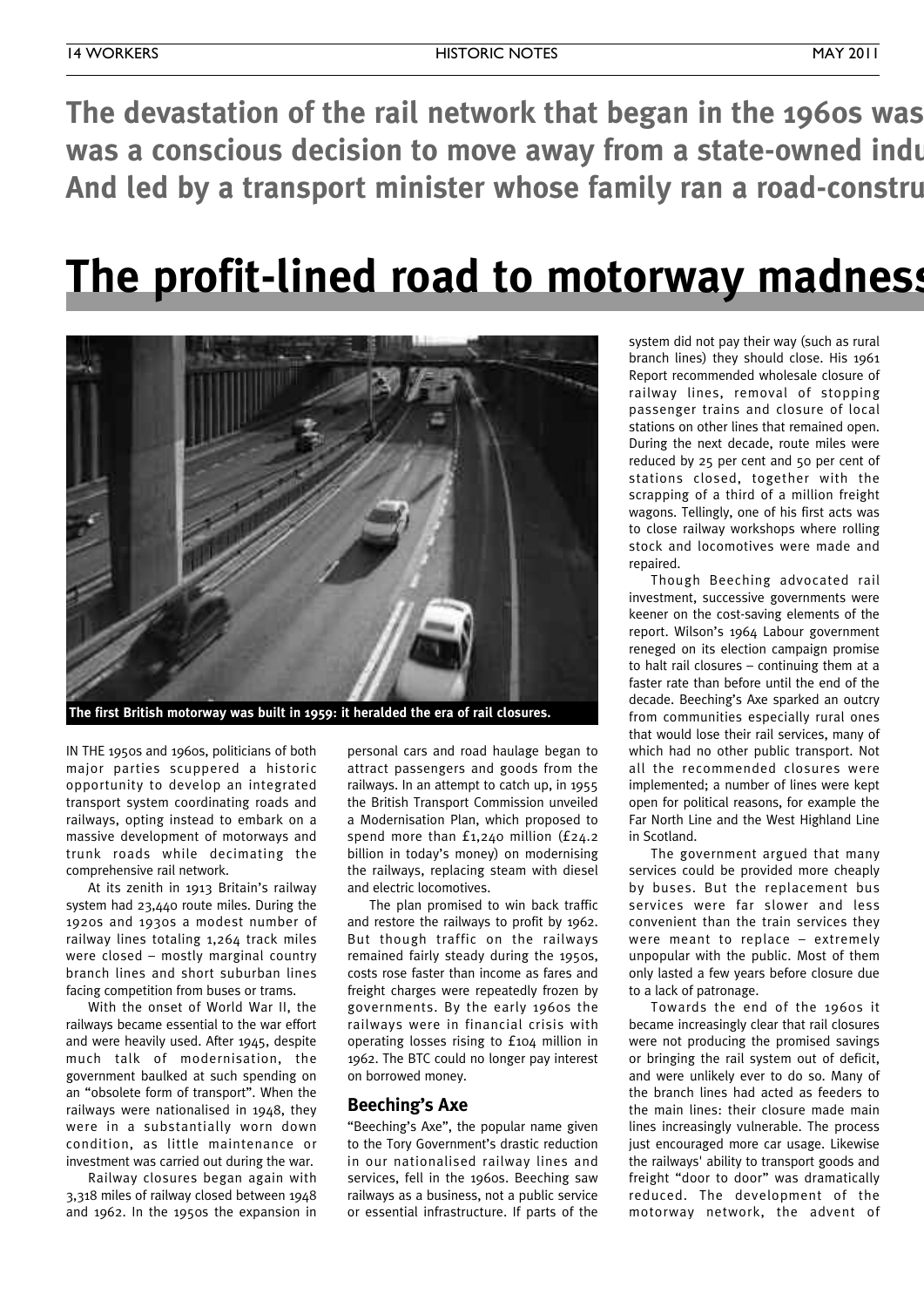**The devastation of the rail network that began in the 1960s was a conscious decision to move away from a state-owned indu… And led by a transport minister whose family ran a road-constru…**

# The profit-lined road to motorway madness

The first British motorway was built in 1959: it heralded the era of rail closures.

IN THE 1950s and 1960s, politicians of both major parties scuppered a historic opportunity to develop an integrated transport system coordinating roads and railways, opting instead to embark on a massive development of motorways and trunk roads while decimating the comprehensive rail network.

At its zenith in 1913 Britain's railway system had 23,440 route miles. During the 1920s and 1930s a modest number of railway lines totaling 1,264 track miles were closed – mostly marginal country branch lines and short suburban lines facing competition from buses or trams.

With the onset of World War II, the railways became essential to the war effort and were heavily used. After 1945, despite much talk of modernisation, the government baulked at such spending on an "obsolete form of transport". When the railways were nationalised in 1948, they were in a substantially worn down condition, as little maintenance or investment was carried out during the war.

Railway closures began again with 3,318 miles of railway closed between 1948 and 1962. In the 1950s the expansion in personal cars and road haulage began to attract passengers and goods from the railways. In an attempt to catch up, in 1955 the British Transport Commission unveiled a Modernisation Plan, which proposed to spend more than £1,240 million (£24.2 billion in today's money) on modernising the railways, replacing steam with diesel and electric locomotives.

The plan promised to win back traffic and restore the railways to profit by 1962. But though traffic on the railways remained fairly steady during the 1950s, costs rose faster than income as fares and freight charges were repeatedly frozen by governments. By the early 1960s the railways were in financial crisis with operating losses rising to £104 million in 1962. The BTC could no longer pay interest on borrowed money.

## Beeching's Axe

"Beeching's Axe", the popular name given to the Tory Government's drastic reduction in our nationalised railway lines and services, fell in the 1960s. Beeching saw railways as a business, not a public service or essential infrastructure. If parts of the system did not pay their way (such as rural branch lines) they should close. His 1961 Report recommended wholesale closure of railway lines, removal of stopping passenger trains and closure of local stations on other lines that remained open. During the next decade, route miles were reduced by 25 per cent and 50 per cent of stations closed, together with the scrapping of a third of a million freight wagons. Tellingly, one of his first acts was to close railway workshops where rolling stock and locomotives were made and repaired.

Though Beeching advocated rail investment, successive governments were keener on the cost-saving elements of the report. Wilson's 1964 Labour government reneged on its election campaign promise to halt rail closures – continuing them at a faster rate than before until the end of the decade. Beeching's Axe sparked an outcry from communities especially rural ones that would lose their rail services, many of which had no other public transport. Not all the recommended closures were implemented; a number of lines were kept open for political reasons, for example the Far North Line and the West Highland Line in Scotland.

The government argued that many services could be provided more cheaply by buses. But the replacement bus services were far slower and less convenient than the train services they were meant to replace – extremely unpopular with the public. Most of them only lasted a few years before closure due to a lack of patronage.

Towards the end of the 1960s it became increasingly clear that rail closures were not producing the promised savings or bringing the rail system out of deficit, and were unlikely ever to do so. Many of the branch lines had acted as feeders to the main lines: their closure made main lines increasingly vulnerable. The process just encouraged more car usage. Likewise the railways' ability to transport goods and freight "door to door" was dramatically reduced. The development of the motorway network, the advent of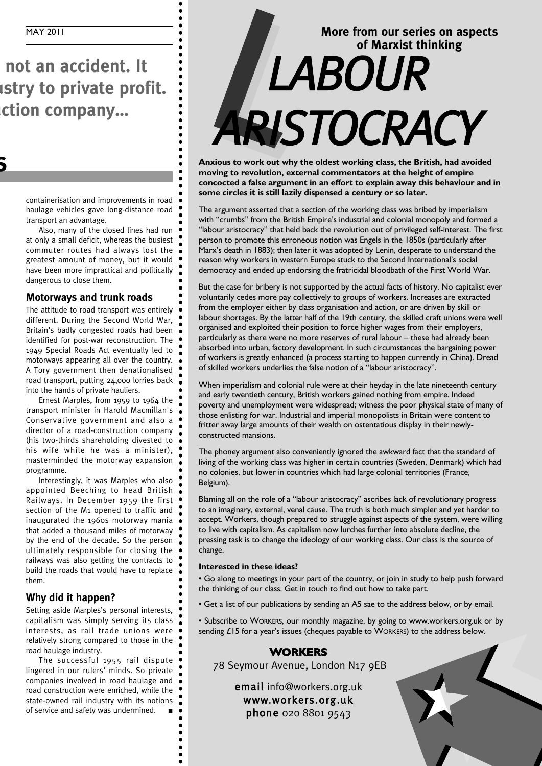not an accident. It
istry to private profit.
ction company...

containerisation and improvements in road haulage vehicles gave long-distance road transport an advantage.

Also, many of the closed lines had run at only a small deficit, whereas the busiest commuter routes had always lost the greatest amount of money, but it would have been more impractical and politically dangerous to close them.

## Motorways and trunk roads

The attitude to road transport was entirely different. During the Second World War, Britain's badly congested roads had been identified for post-war reconstruction. The 1949 Special Roads Act eventually led to motorways appearing all over the country. A Tory government then denationalised road transport, putting 24,000 lorries back into the hands of private hauliers.

Ernest Marples, from 1959 to 1964 the transport minister in Harold Macmillan's Conservative government and also a director of a road-construction company (his two-thirds shareholding divested to his wife while he was a minister), masterminded the motorway expansion programme.

Interestingly, it was Marples who also appointed Beeching to head British Railways. In December 1959 the first section of the M1 opened to traffic and inaugurated the 1960s motorway mania that added a thousand miles of motorway by the end of the decade. So the person ultimately responsible for closing the railways was also getting the contracts to build the roads that would have to replace them.

## Why did it happen?

Setting aside Marples's personal interests, capitalism was simply serving its class interests, as rail trade unions were relatively strong compared to those in the road haulage industry.

The successful 1955 rail dispute lingered in our rulers' minds. So private companies involved in road haulage and road construction were enriched, while the state-owned rail industry with its notions of service and safety was undermined. ■

**More from our series on aspects of Marxist thinking**

# LABOUR ARISTOCRACY

**Anxious to work out why the oldest working class, the British, had avoided moving to revolution, external commentators at the height of empire concocted a false argument in an effort to explain away this behaviour and in some circles it is still lazily dispensed a century or so later.**

The argument asserted that a section of the working class was bribed by imperialism with "crumbs" from the British Empire's industrial and colonial monopoly and formed a "labour aristocracy" that held back the revolution out of privileged self-interest. The first person to promote this erroneous notion was Engels in the 1850s (particularly after Marx's death in 1883); then later it was adopted by Lenin, desperate to understand the reason why workers in western Europe stuck to the Second International's social democracy and ended up endorsing the fratricidal bloodbath of the First World War.

But the case for bribery is not supported by the actual facts of history. No capitalist ever voluntarily cedes more pay collectively to groups of workers. Increases are extracted from the employer either by class organisation and action, or are driven by skill or labour shortages. By the latter half of the 19th century, the skilled craft unions were well organised and exploited their position to force higher wages from their employers, particularly as there were no more reserves of rural labour – these had already been absorbed into urban, factory development. In such circumstances the bargaining power of workers is greatly enhanced (a process starting to happen currently in China). Dread of skilled workers underlies the false notion of a "labour aristocracy".

When imperialism and colonial rule were at their heyday in the late nineteenth century and early twentieth century, British workers gained nothing from empire. Indeed poverty and unemployment were widespread; witness the poor physical state of many of those enlisting for war. Industrial and imperial monopolists in Britain were content to fritter away large amounts of their wealth on ostentatious display in their newly-constructed mansions.

The phoney argument also conveniently ignored the awkward fact that the standard of living of the working class was higher in certain countries (Sweden, Denmark) which had no colonies, but lower in countries which had large colonial territories (France, Belgium).

Blaming all on the role of a "labour aristocracy" ascribes lack of revolutionary progress to an imaginary, external, venal cause. The truth is both much simpler and yet harder to accept. Workers, though prepared to struggle against aspects of the system, were willing to live with capitalism. As capitalism now lurches further into absolute decline, the pressing task is to change the ideology of our working class. Our class is the source of change.

**Interested in these ideas?**

• Go along to meetings in your part of the country, or join in study to help push forward the thinking of our class. Get in touch to find out how to take part.

• Get a list of our publications by sending an A5 sae to the address below, or by email.

• Subscribe to WORKERS, our monthly magazine, by going to www.workers.org.uk or by sending £15 for a year's issues (cheques payable to WORKERS) to the address below.

**WORKERS**
78 Seymour Avenue, London N17 9EB

**email** info@workers.org.uk
www.workers.org.uk
**phone** 020 8801 9543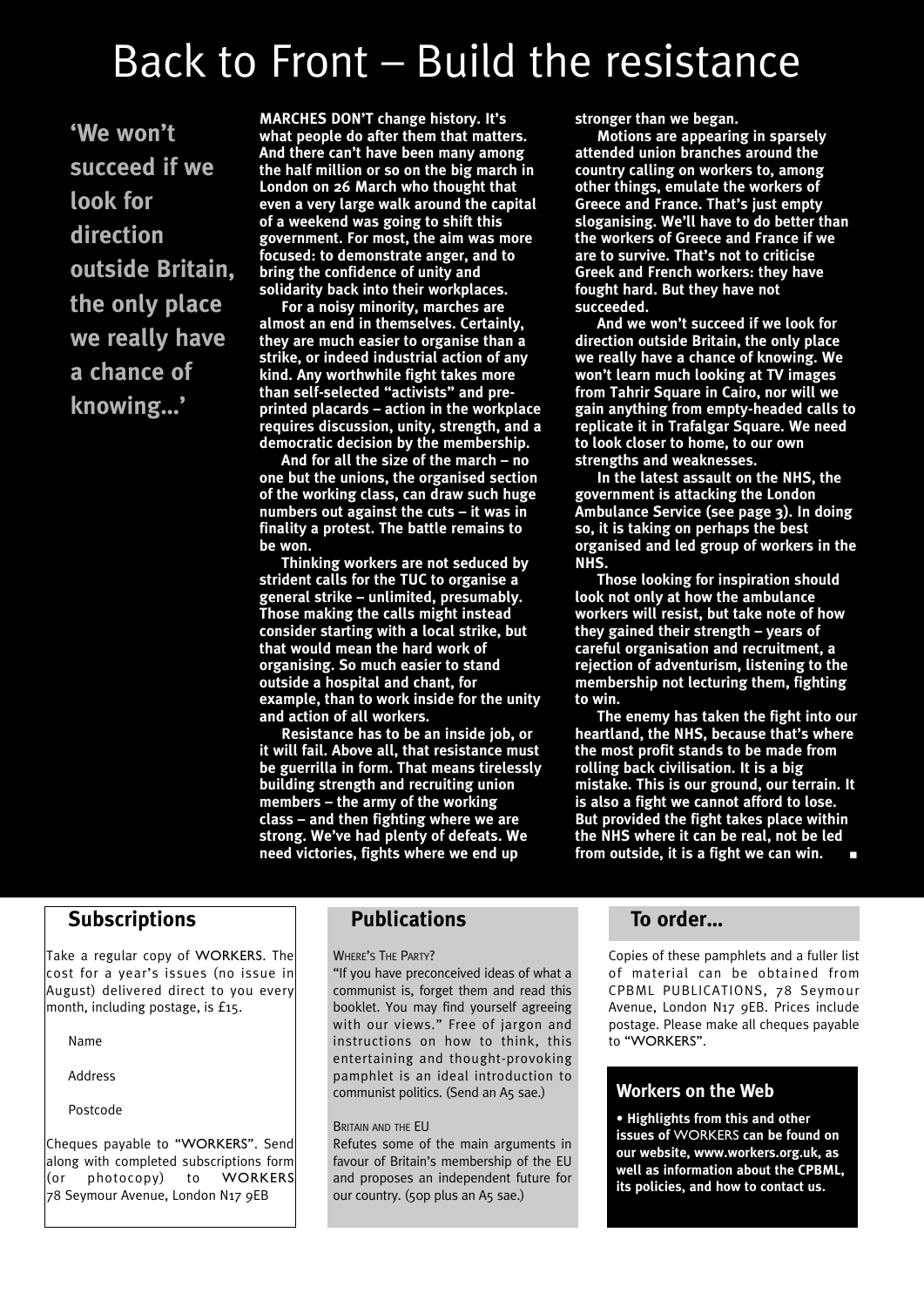# Back to Front – Build the resistance

**'We won't succeed if we look for direction outside Britain, the only place we really have a chance of knowing…'**

**MARCHES DON'T change history. It's what people do after them that matters. And there can't have been many among the half million or so on the big march in London on 26 March who thought that even a very large walk around the capital of a weekend was going to shift this government. For most, the aim was more focused: to demonstrate anger, and to bring the confidence of unity and solidarity back into their workplaces.**

**For a noisy minority, marches are almost an end in themselves. Certainly, they are much easier to organise than a strike, or indeed industrial action of any kind. Any worthwhile fight takes more than self-selected "activists" and pre-printed placards – action in the workplace requires discussion, unity, strength, and a democratic decision by the membership.**

**And for all the size of the march – no one but the unions, the organised section of the working class, can draw such huge numbers out against the cuts – it was in finality a protest. The battle remains to be won.**

**Thinking workers are not seduced by strident calls for the TUC to organise a general strike – unlimited, presumably. Those making the calls might instead consider starting with a local strike, but that would mean the hard work of organising. So much easier to stand outside a hospital and chant, for example, than to work inside for the unity and action of all workers.**

**Resistance has to be an inside job, or it will fail. Above all, that resistance must be guerrilla in form. That means tirelessly building strength and recruiting union members – the army of the working class – and then fighting where we are strong. We've had plenty of defeats. We need victories, fights where we end up stronger than we began.**

**Motions are appearing in sparsely attended union branches around the country calling on workers to, among other things, emulate the workers of Greece and France. That's just empty sloganising. We'll have to do better than the workers of Greece and France if we are to survive. That's not to criticise Greek and French workers: they have fought hard. But they have not succeeded.**

**And we won't succeed if we look for direction outside Britain, the only place we really have a chance of knowing. We won't learn much looking at TV images from Tahrir Square in Cairo, nor will we gain anything from empty-headed calls to replicate it in Trafalgar Square. We need to look closer to home, to our own strengths and weaknesses.**

**In the latest assault on the NHS, the government is attacking the London Ambulance Service (see page 3). In doing so, it is taking on perhaps the best organised and led group of workers in the NHS.**

**Those looking for inspiration should look not only at how the ambulance workers will resist, but take note of how they gained their strength – years of careful organisation and recruitment, a rejection of adventurism, listening to the membership not lecturing them, fighting to win.**

**The enemy has taken the fight into our heartland, the NHS, because that's where the most profit stands to be made from rolling back civilisation. It is a big mistake. This is our ground, our terrain. It is also a fight we cannot afford to lose. But provided the fight takes place within the NHS where it can be real, not be led from outside, it is a fight we can win.** ■

## Subscriptions

Take a regular copy of WORKERS. The cost for a year's issues (no issue in August) delivered direct to you every month, including postage, is £15.

Name

Address

Postcode

Cheques payable to "WORKERS". Send along with completed subscriptions form (or photocopy) to WORKERS 78 Seymour Avenue, London N17 9EB

## Publications

WHERE'S THE PARTY?

"If you have preconceived ideas of what a communist is, forget them and read this booklet. You may find yourself agreeing with our views." Free of jargon and instructions on how to think, this entertaining and thought-provoking pamphlet is an ideal introduction to communist politics. (Send an A5 sae.)

BRITAIN AND THE EU

Refutes some of the main arguments in favour of Britain's membership of the EU and proposes an independent future for our country. (50p plus an A5 sae.)

## To order…

Copies of these pamphlets and a fuller list of material can be obtained from CPBML PUBLICATIONS, 78 Seymour Avenue, London N17 9EB. Prices include postage. Please make all cheques payable to "WORKERS".

## Workers on the Web

- **Highlights from this and other issues of WORKERS can be found on our website, www.workers.org.uk, as well as information about the CPBML, its policies, and how to contact us.**